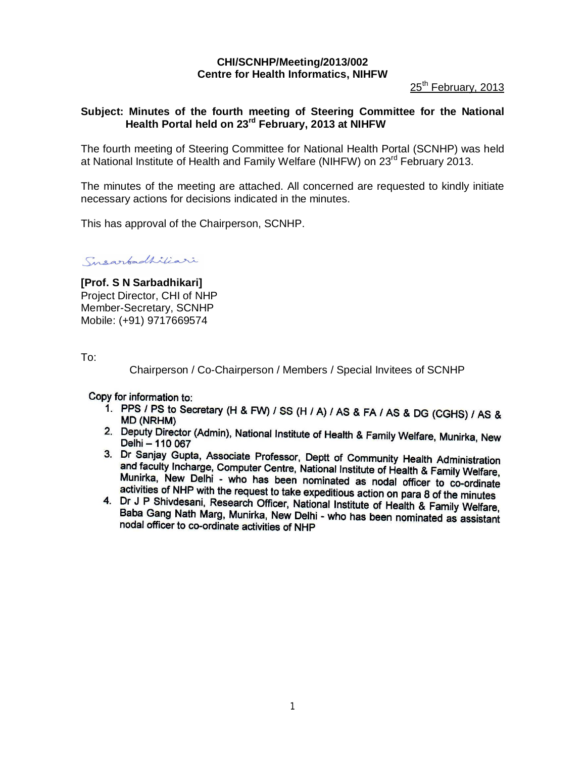**CHI/SCNHP/Meeting/2013/002**
**Centre for Health Informatics, NIHFW**

25th February, 2013

**Subject: Minutes of the fourth meeting of Steering Committee for the National Health Portal held on 23rd February, 2013 at NIHFW**

The fourth meeting of Steering Committee for National Health Portal (SCNHP) was held at National Institute of Health and Family Welfare (NIHFW) on 23rd February 2013.

The minutes of the meeting are attached. All concerned are requested to kindly initiate necessary actions for decisions indicated in the minutes.

This has approval of the Chairperson, SCNHP.

Snsarbadhikari

**[Prof. S N Sarbadhikari]**
Project Director, CHI of NHP
Member-Secretary, SCNHP
Mobile: (+91) 9717669574

To:

Chairperson / Co-Chairperson / Members / Special Invitees of SCNHP

Copy for information to:

1. PPS / PS to Secretary (H & FW) / SS (H / A) / AS & FA / AS & DG (CGHS) / AS & MD (NRHM)
2. Deputy Director (Admin), National Institute of Health & Family Welfare, Munirka, New Delhi – 110 067
3. Dr Sanjay Gupta, Associate Professor, Deptt of Community Health Administration and faculty Incharge, Computer Centre, National Institute of Health & Family Welfare, Munirka, New Delhi - who has been nominated as nodal officer to co-ordinate activities of NHP with the request to take expeditious action on para 8 of the minutes
4. Dr J P Shivdesani, Research Officer, National Institute of Health & Family Welfare, Baba Gang Nath Marg, Munirka, New Delhi - who has been nominated as assistant nodal officer to co-ordinate activities of NHP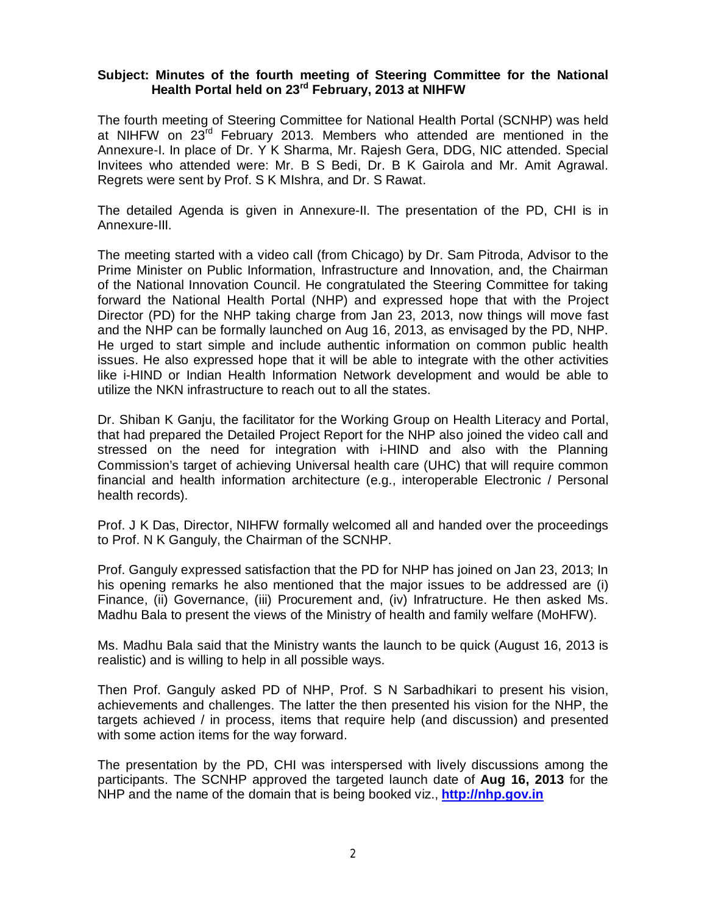**Subject: Minutes of the fourth meeting of Steering Committee for the National Health Portal held on 23rd February, 2013 at NIHFW**

The fourth meeting of Steering Committee for National Health Portal (SCNHP) was held at NIHFW on 23rd February 2013. Members who attended are mentioned in the Annexure-I. In place of Dr. Y K Sharma, Mr. Rajesh Gera, DDG, NIC attended. Special Invitees who attended were: Mr. B S Bedi, Dr. B K Gairola and Mr. Amit Agrawal. Regrets were sent by Prof. S K MIshra, and Dr. S Rawat.

The detailed Agenda is given in Annexure-II. The presentation of the PD, CHI is in Annexure-III.

The meeting started with a video call (from Chicago) by Dr. Sam Pitroda, Advisor to the Prime Minister on Public Information, Infrastructure and Innovation, and, the Chairman of the National Innovation Council. He congratulated the Steering Committee for taking forward the National Health Portal (NHP) and expressed hope that with the Project Director (PD) for the NHP taking charge from Jan 23, 2013, now things will move fast and the NHP can be formally launched on Aug 16, 2013, as envisaged by the PD, NHP. He urged to start simple and include authentic information on common public health issues. He also expressed hope that it will be able to integrate with the other activities like i-HIND or Indian Health Information Network development and would be able to utilize the NKN infrastructure to reach out to all the states.

Dr. Shiban K Ganju, the facilitator for the Working Group on Health Literacy and Portal, that had prepared the Detailed Project Report for the NHP also joined the video call and stressed on the need for integration with i-HIND and also with the Planning Commission's target of achieving Universal health care (UHC) that will require common financial and health information architecture (e.g., interoperable Electronic / Personal health records).

Prof. J K Das, Director, NIHFW formally welcomed all and handed over the proceedings to Prof. N K Ganguly, the Chairman of the SCNHP.

Prof. Ganguly expressed satisfaction that the PD for NHP has joined on Jan 23, 2013; In his opening remarks he also mentioned that the major issues to be addressed are (i) Finance, (ii) Governance, (iii) Procurement and, (iv) Infratructure. He then asked Ms. Madhu Bala to present the views of the Ministry of health and family welfare (MoHFW).

Ms. Madhu Bala said that the Ministry wants the launch to be quick (August 16, 2013 is realistic) and is willing to help in all possible ways.

Then Prof. Ganguly asked PD of NHP, Prof. S N Sarbadhikari to present his vision, achievements and challenges. The latter the then presented his vision for the NHP, the targets achieved / in process, items that require help (and discussion) and presented with some action items for the way forward.

The presentation by the PD, CHI was interspersed with lively discussions among the participants. The SCNHP approved the targeted launch date of **Aug 16, 2013** for the NHP and the name of the domain that is being booked viz., **http://nhp.gov.in**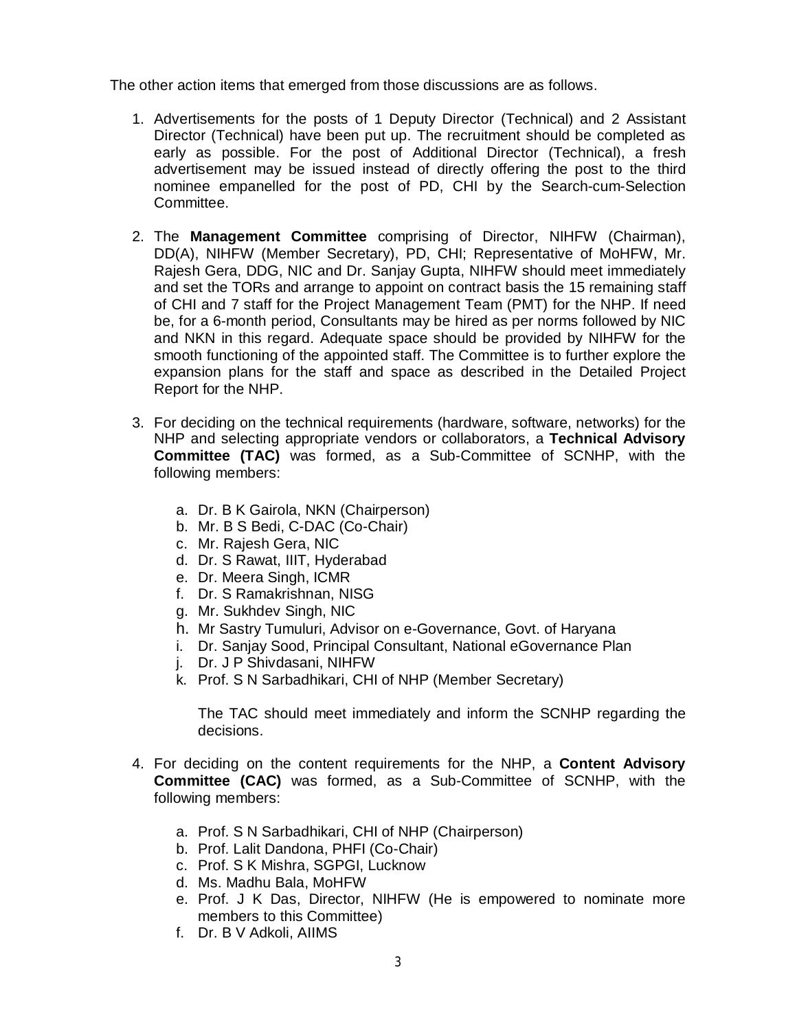The other action items that emerged from those discussions are as follows.

1. Advertisements for the posts of 1 Deputy Director (Technical) and 2 Assistant Director (Technical) have been put up. The recruitment should be completed as early as possible. For the post of Additional Director (Technical), a fresh advertisement may be issued instead of directly offering the post to the third nominee empanelled for the post of PD, CHI by the Search-cum-Selection Committee.

2. The **Management Committee** comprising of Director, NIHFW (Chairman), DD(A), NIHFW (Member Secretary), PD, CHI; Representative of MoHFW, Mr. Rajesh Gera, DDG, NIC and Dr. Sanjay Gupta, NIHFW should meet immediately and set the TORs and arrange to appoint on contract basis the 15 remaining staff of CHI and 7 staff for the Project Management Team (PMT) for the NHP. If need be, for a 6-month period, Consultants may be hired as per norms followed by NIC and NKN in this regard. Adequate space should be provided by NIHFW for the smooth functioning of the appointed staff. The Committee is to further explore the expansion plans for the staff and space as described in the Detailed Project Report for the NHP.

3. For deciding on the technical requirements (hardware, software, networks) for the NHP and selecting appropriate vendors or collaborators, a **Technical Advisory Committee (TAC)** was formed, as a Sub-Committee of SCNHP, with the following members:

   a. Dr. B K Gairola, NKN (Chairperson)
   b. Mr. B S Bedi, C-DAC (Co-Chair)
   c. Mr. Rajesh Gera, NIC
   d. Dr. S Rawat, IIIT, Hyderabad
   e. Dr. Meera Singh, ICMR
   f. Dr. S Ramakrishnan, NISG
   g. Mr. Sukhdev Singh, NIC
   h. Mr Sastry Tumuluri, Advisor on e-Governance, Govt. of Haryana
   i. Dr. Sanjay Sood, Principal Consultant, National eGovernance Plan
   j. Dr. J P Shivdasani, NIHFW
   k. Prof. S N Sarbadhikari, CHI of NHP (Member Secretary)

   The TAC should meet immediately and inform the SCNHP regarding the decisions.

4. For deciding on the content requirements for the NHP, a **Content Advisory Committee (CAC)** was formed, as a Sub-Committee of SCNHP, with the following members:

   a. Prof. S N Sarbadhikari, CHI of NHP (Chairperson)
   b. Prof. Lalit Dandona, PHFI (Co-Chair)
   c. Prof. S K Mishra, SGPGI, Lucknow
   d. Ms. Madhu Bala, MoHFW
   e. Prof. J K Das, Director, NIHFW (He is empowered to nominate more members to this Committee)
   f. Dr. B V Adkoli, AIIMS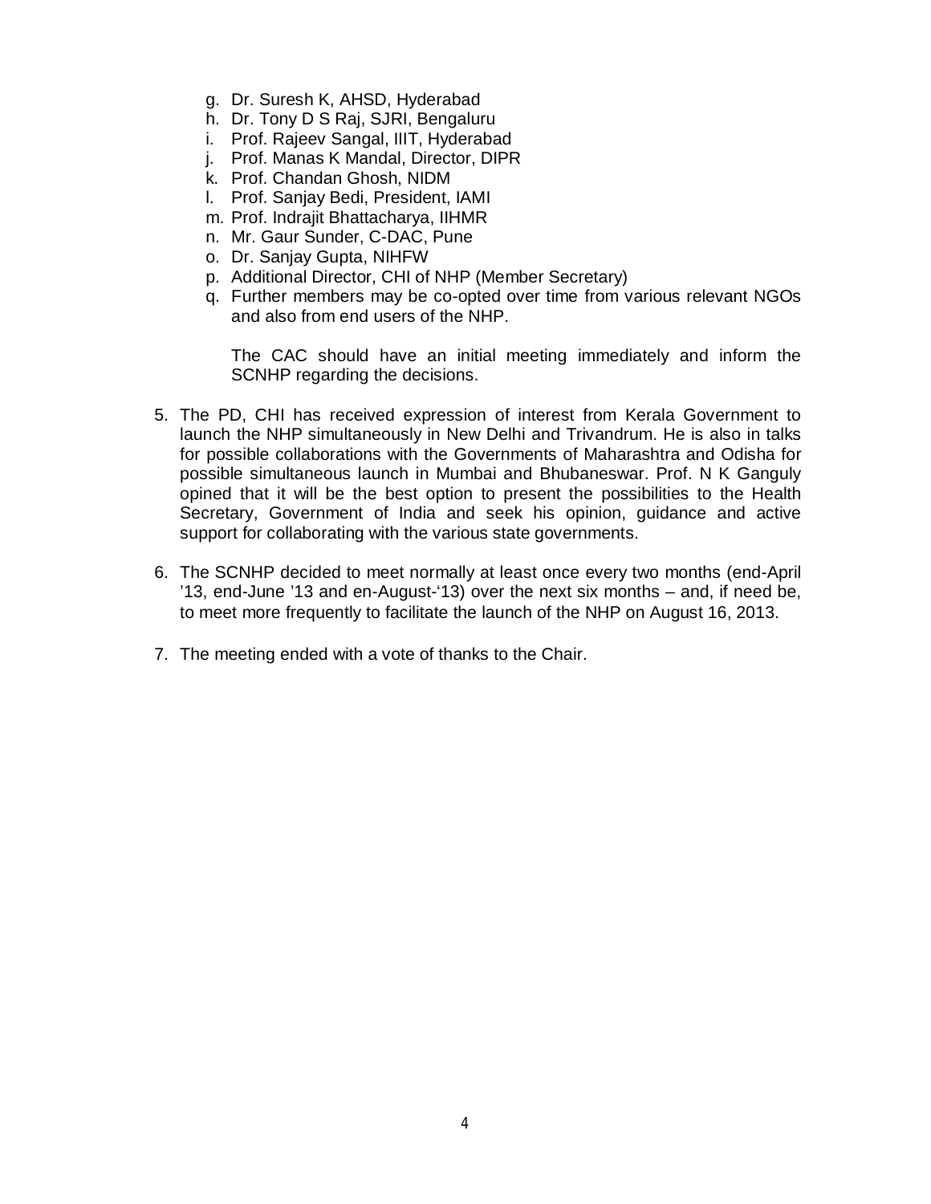g. Dr. Suresh K, AHSD, Hyderabad
h. Dr. Tony D S Raj, SJRI, Bengaluru
i. Prof. Rajeev Sangal, IIIT, Hyderabad
j. Prof. Manas K Mandal, Director, DIPR
k. Prof. Chandan Ghosh, NIDM
l. Prof. Sanjay Bedi, President, IAMI
m. Prof. Indrajit Bhattacharya, IIHMR
n. Mr. Gaur Sunder, C-DAC, Pune
o. Dr. Sanjay Gupta, NIHFW
p. Additional Director, CHI of NHP (Member Secretary)
q. Further members may be co-opted over time from various relevant NGOs and also from end users of the NHP.

   The CAC should have an initial meeting immediately and inform the SCNHP regarding the decisions.

5. The PD, CHI has received expression of interest from Kerala Government to launch the NHP simultaneously in New Delhi and Trivandrum. He is also in talks for possible collaborations with the Governments of Maharashtra and Odisha for possible simultaneous launch in Mumbai and Bhubaneswar. Prof. N K Ganguly opined that it will be the best option to present the possibilities to the Health Secretary, Government of India and seek his opinion, guidance and active support for collaborating with the various state governments.

6. The SCNHP decided to meet normally at least once every two months (end-April '13, end-June '13 and en-August-'13) over the next six months – and, if need be, to meet more frequently to facilitate the launch of the NHP on August 16, 2013.

7. The meeting ended with a vote of thanks to the Chair.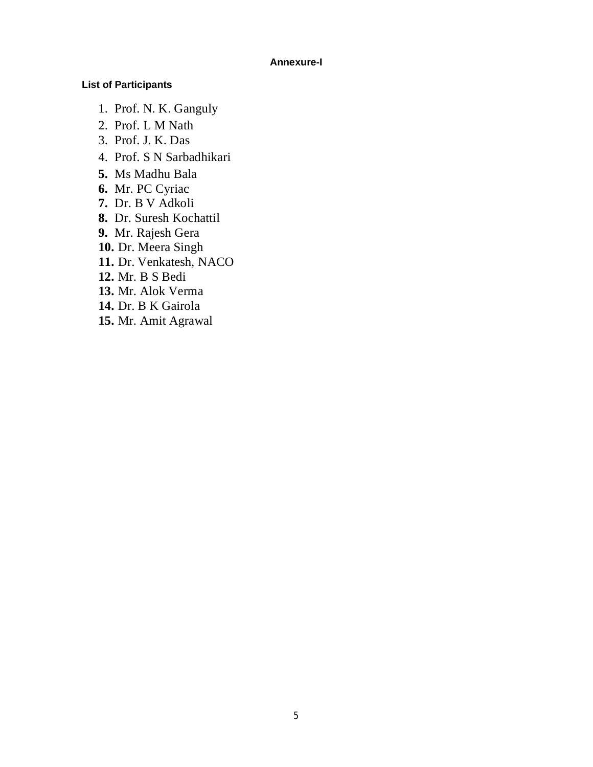**Annexure-I**

**List of Participants**

1. Prof. N. K. Ganguly
2. Prof. L M Nath
3. Prof. J. K. Das
4. Prof. S N Sarbadhikari
5. Ms Madhu Bala
6. Mr. PC Cyriac
7. Dr. B V Adkoli
8. Dr. Suresh Kochattil
9. Mr. Rajesh Gera
10. Dr. Meera Singh
11. Dr. Venkatesh, NACO
12. Mr. B S Bedi
13. Mr. Alok Verma
14. Dr. B K Gairola
15. Mr. Amit Agrawal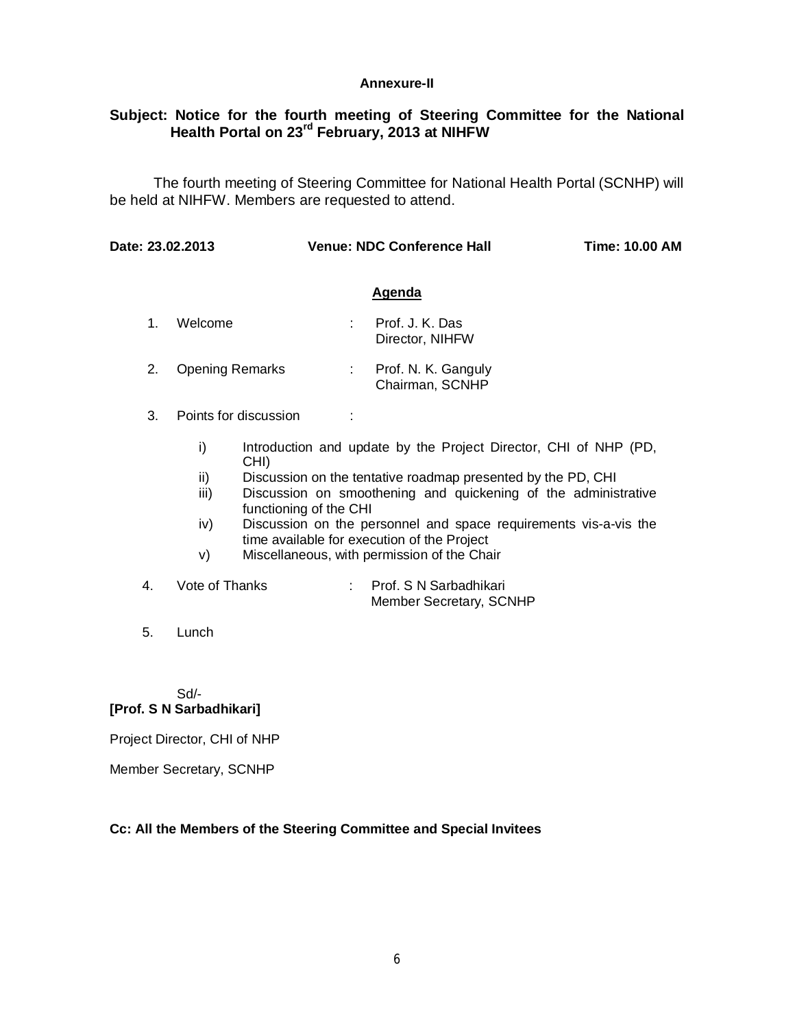**Annexure-II**

**Subject: Notice for the fourth meeting of Steering Committee for the National Health Portal on 23rd February, 2013 at NIHFW**

The fourth meeting of Steering Committee for National Health Portal (SCNHP) will be held at NIHFW. Members are requested to attend.

**Date: 23.02.2013** **Venue: NDC Conference Hall** **Time: 10.00 AM**

**Agenda**

1. Welcome : Prof. J. K. Das
   Director, NIHFW

2. Opening Remarks : Prof. N. K. Ganguly
   Chairman, SCNHP

3. Points for discussion :

   i) Introduction and update by the Project Director, CHI of NHP (PD, CHI)
   ii) Discussion on the tentative roadmap presented by the PD, CHI
   iii) Discussion on smoothening and quickening of the administrative functioning of the CHI
   iv) Discussion on the personnel and space requirements vis-a-vis the time available for execution of the Project
   v) Miscellaneous, with permission of the Chair

4. Vote of Thanks : Prof. S N Sarbadhikari
   Member Secretary, SCNHP

5. Lunch

Sd/-
**[Prof. S N Sarbadhikari]**

Project Director, CHI of NHP

Member Secretary, SCNHP

**Cc: All the Members of the Steering Committee and Special Invitees**